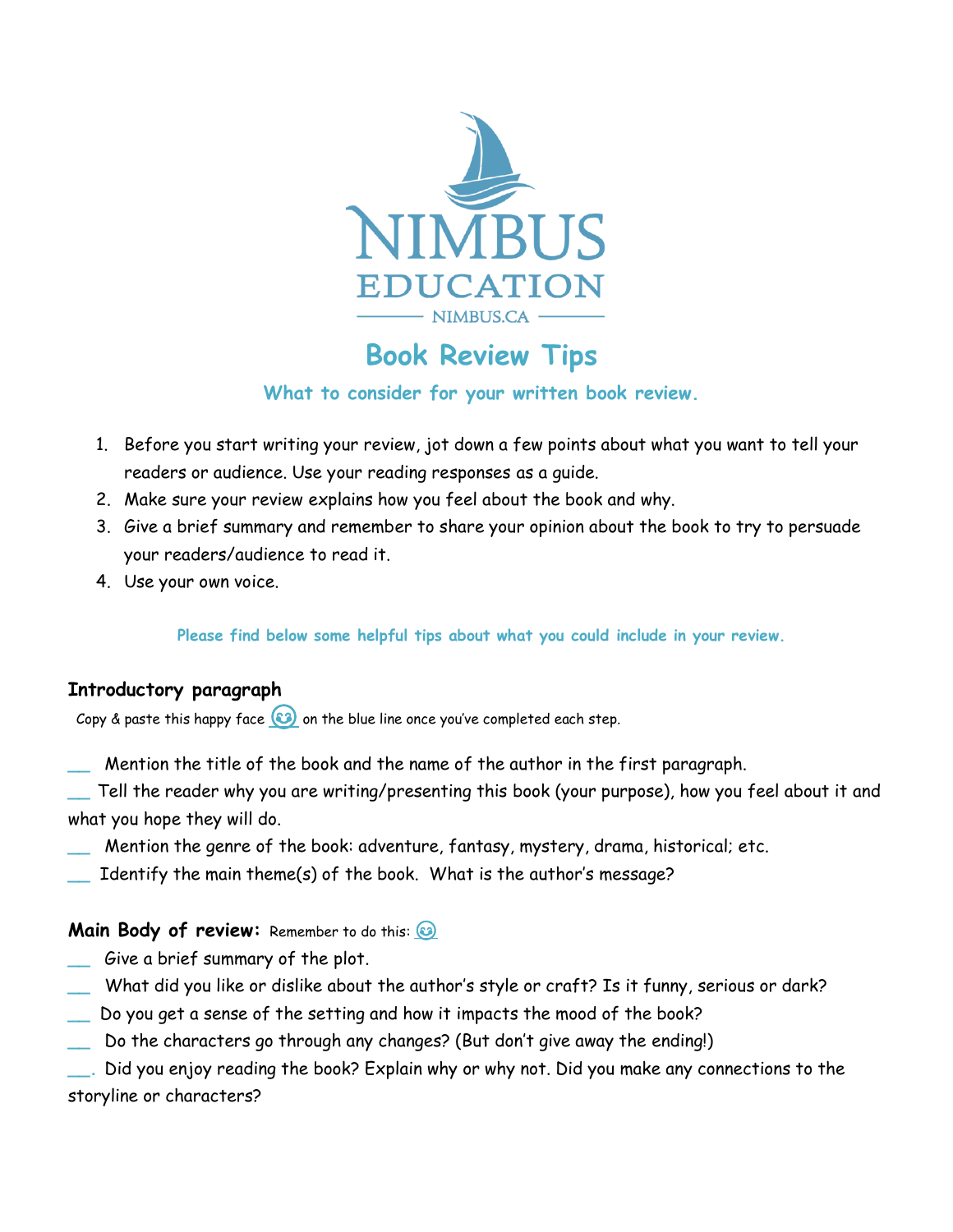NIMBUS EDUCATION

NIMBUS.CA

# Book Review Tips

## What to consider for your written book review.

1. Before you start writing your review, jot down a few points about what you want to tell your readers or audience. Use your reading responses as a guide.
2. Make sure your review explains how you feel about the book and why.
3. Give a brief summary and remember to share your opinion about the book to try to persuade your readers/audience to read it.
4. Use your own voice.

**Please find below some helpful tips about what you could include in your review.**

### Introductory paragraph

Copy & paste this happy face on the blue line once you've completed each step.

__ Mention the title of the book and the name of the author in the first paragraph.

__ Tell the reader why you are writing/presenting this book (your purpose), how you feel about it and what you hope they will do.

__ Mention the genre of the book: adventure, fantasy, mystery, drama, historical; etc.

__ Identify the main theme(s) of the book. What is the author's message?

### Main Body of review:

Remember to do this:

__ Give a brief summary of the plot.

__ What did you like or dislike about the author's style or craft? Is it funny, serious or dark?

__ Do you get a sense of the setting and how it impacts the mood of the book?

__ Do the characters go through any changes? (But don't give away the ending!)

__. Did you enjoy reading the book? Explain why or why not. Did you make any connections to the storyline or characters?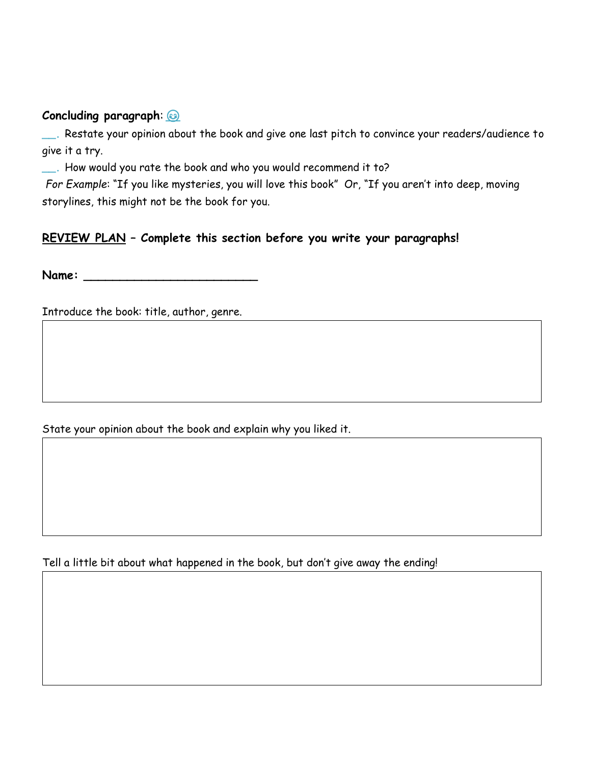**Concluding paragraph**: 😊

___. Restate your opinion about the book and give one last pitch to convince your readers/audience to give it a try.

___. How would you rate the book and who you would recommend it to?

*For Example*: "If you like mysteries, you will love this book" Or, "If you aren't into deep, moving storylines, this might not be the book for you.

**REVIEW PLAN – Complete this section before you write your paragraphs!**

**Name: _________________________**

Introduce the book: title, author, genre.

| |
|---|
| |

State your opinion about the book and explain why you liked it.

| |
|---|
| |

Tell a little bit about what happened in the book, but don't give away the ending!

| |
|---|
| |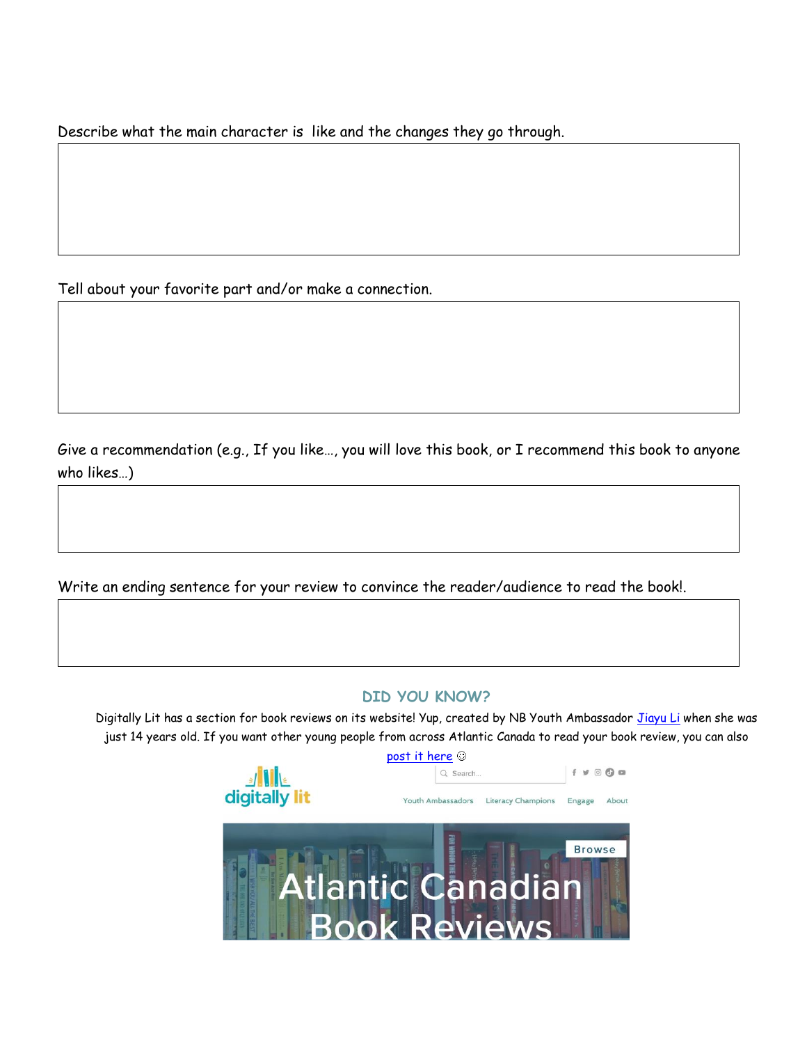Describe what the main character is like and the changes they go through.

Tell about your favorite part and/or make a connection.

Give a recommendation (e.g., If you like…, you will love this book, or I recommend this book to anyone who likes…)

Write an ending sentence for your review to convince the reader/audience to read the book!.

## DID YOU KNOW?

Digitally Lit has a section for book reviews on its website! Yup, created by NB Youth Ambassador Jiayu Li when she was just 14 years old. If you want other young people from across Atlantic Canada to read your book review, you can also post it here ☺

digitally lit

Search...

Youth Ambassadors Literacy Champions Engage About

Browse

Atlantic Canadian Book Reviews